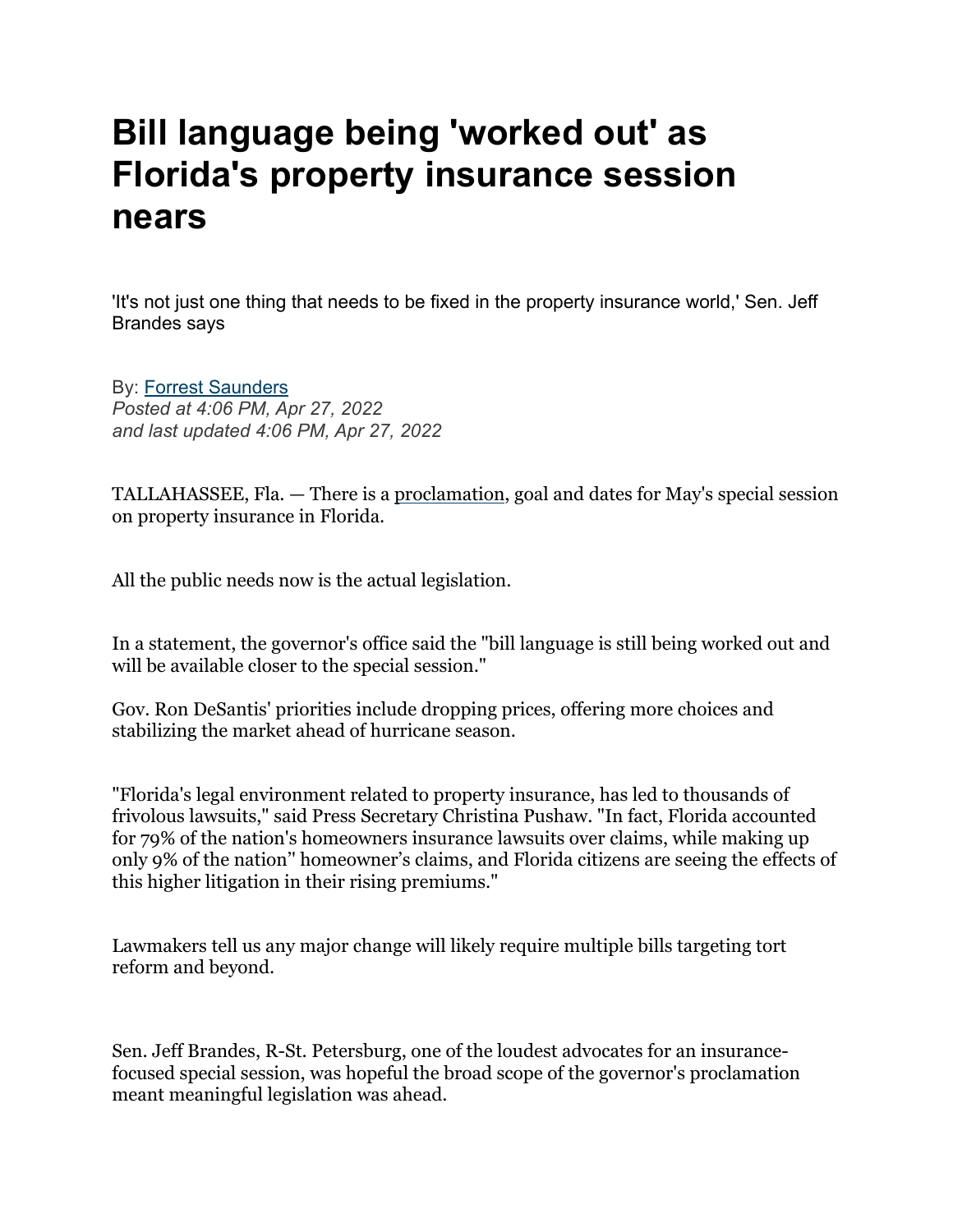# Bill language being 'worked out' as Florida's property insurance session nears

'It's not just one thing that needs to be fixed in the property insurance world,' Sen. Jeff Brandes says

By: [Forrest Saunders]
*Posted at 4:06 PM, Apr 27, 2022*
*and last updated 4:06 PM, Apr 27, 2022*

TALLAHASSEE, Fla. — There is a [proclamation], goal and dates for May's special session on property insurance in Florida.

All the public needs now is the actual legislation.

In a statement, the governor's office said the "bill language is still being worked out and will be available closer to the special session."

Gov. Ron DeSantis' priorities include dropping prices, offering more choices and stabilizing the market ahead of hurricane season.

"Florida's legal environment related to property insurance, has led to thousands of frivolous lawsuits," said Press Secretary Christina Pushaw. "In fact, Florida accounted for 79% of the nation's homeowners insurance lawsuits over claims, while making up only 9% of the nation'' homeowner's claims, and Florida citizens are seeing the effects of this higher litigation in their rising premiums."

Lawmakers tell us any major change will likely require multiple bills targeting tort reform and beyond.

Sen. Jeff Brandes, R-St. Petersburg, one of the loudest advocates for an insurance-focused special session, was hopeful the broad scope of the governor's proclamation meant meaningful legislation was ahead.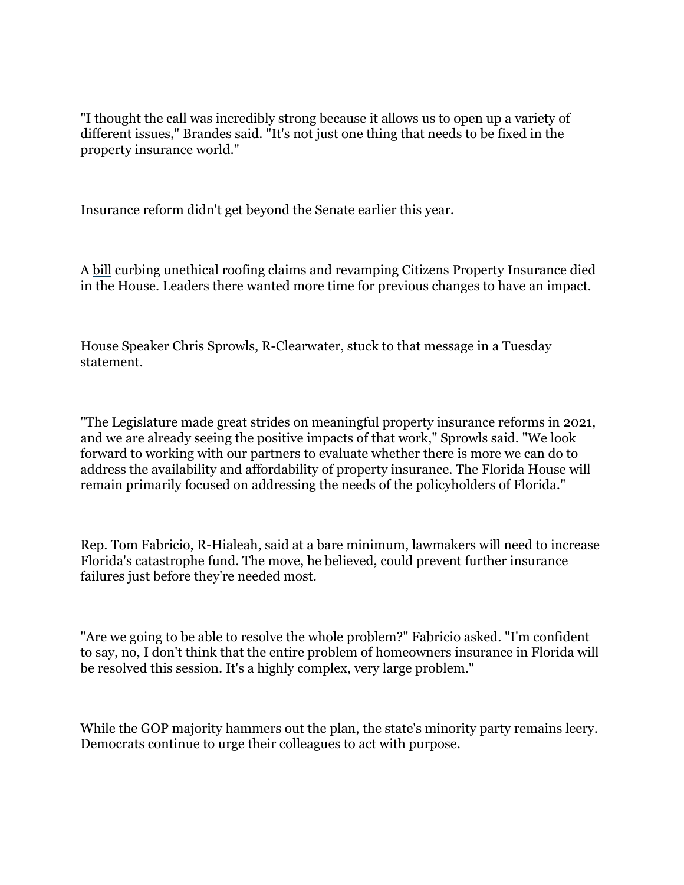"I thought the call was incredibly strong because it allows us to open up a variety of different issues," Brandes said. "It's not just one thing that needs to be fixed in the property insurance world."

Insurance reform didn't get beyond the Senate earlier this year.

A bill curbing unethical roofing claims and revamping Citizens Property Insurance died in the House. Leaders there wanted more time for previous changes to have an impact.

House Speaker Chris Sprowls, R-Clearwater, stuck to that message in a Tuesday statement.

"The Legislature made great strides on meaningful property insurance reforms in 2021, and we are already seeing the positive impacts of that work," Sprowls said. "We look forward to working with our partners to evaluate whether there is more we can do to address the availability and affordability of property insurance. The Florida House will remain primarily focused on addressing the needs of the policyholders of Florida."

Rep. Tom Fabricio, R-Hialeah, said at a bare minimum, lawmakers will need to increase Florida's catastrophe fund. The move, he believed, could prevent further insurance failures just before they're needed most.

"Are we going to be able to resolve the whole problem?" Fabricio asked. "I'm confident to say, no, I don't think that the entire problem of homeowners insurance in Florida will be resolved this session. It's a highly complex, very large problem."

While the GOP majority hammers out the plan, the state's minority party remains leery. Democrats continue to urge their colleagues to act with purpose.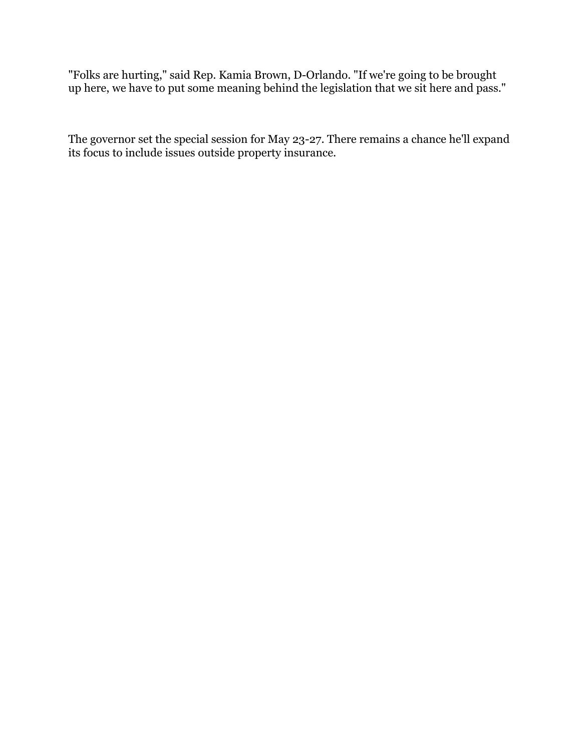"Folks are hurting," said Rep. Kamia Brown, D-Orlando. "If we're going to be brought up here, we have to put some meaning behind the legislation that we sit here and pass."

The governor set the special session for May 23-27. There remains a chance he'll expand its focus to include issues outside property insurance.